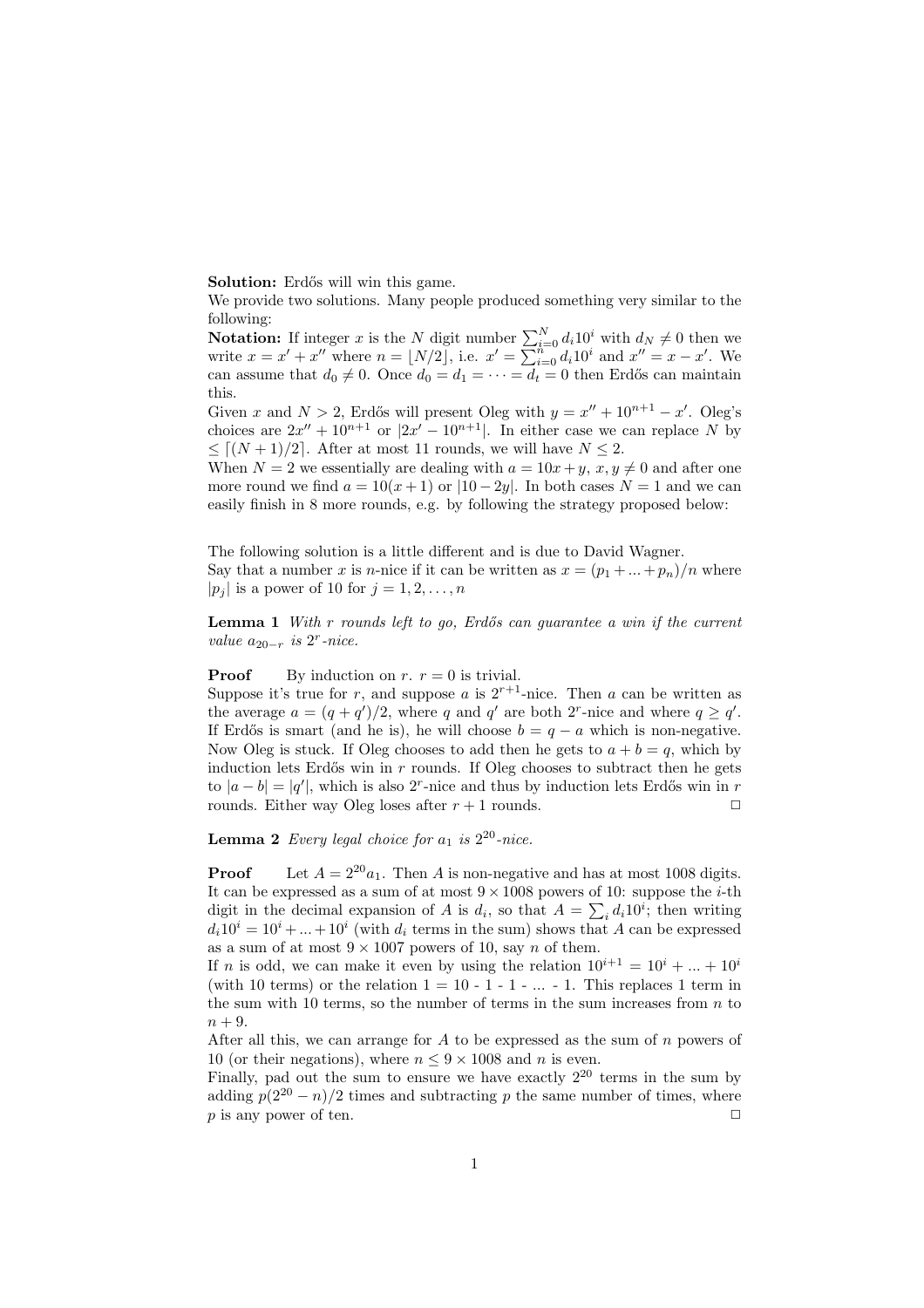**Solution:** Erdős will win this game.

We provide two solutions. Many people produced something very similar to the following:

**Notation:** If integer $x$ is the $N$ digit number $\sum_{i=0}^{N} d_i 10^i$ with $d_N \neq 0$ then we write $x = x' + x''$ where $n = \lfloor N/2 \rfloor$, i.e. $x' = \sum_{i=0}^{n} d_i 10^i$ and $x'' = x - x'$. We can assume that $d_0 \neq 0$. Once $d_0 = d_1 = \cdots = d_t = 0$ then Erdős can maintain this.

Given $x$ and $N > 2$, Erdős will present Oleg with $y = x'' + 10^{n+1} - x'$. Oleg's choices are $2x'' + 10^{n+1}$ or $|2x' - 10^{n+1}|$. In either case we can replace $N$ by $\leq \lceil (N+1)/2 \rceil$. After at most 11 rounds, we will have $N \leq 2$.

When $N = 2$ we essentially are dealing with $a = 10x + y$, $x, y \neq 0$ and after one more round we find $a = 10(x+1)$ or $|10 - 2y|$. In both cases $N = 1$ and we can easily finish in 8 more rounds, e.g. by following the strategy proposed below:

The following solution is a little different and is due to David Wagner.

Say that a number $x$ is $n$-nice if it can be written as $x = (p_1 + \ldots + p_n)/n$ where $|p_j|$ is a power of 10 for $j = 1, 2, \ldots, n$

**Lemma 1** *With $r$ rounds left to go, Erdős can guarantee a win if the current value $a_{20-r}$ is $2^r$-nice.*

**Proof** By induction on $r$. $r = 0$ is trivial.

Suppose it's true for $r$, and suppose $a$ is $2^{r+1}$-nice. Then $a$ can be written as the average $a = (q + q')/2$, where $q$ and $q'$ are both $2^r$-nice and where $q \geq q'$. If Erdős is smart (and he is), he will choose $b = q - a$ which is non-negative. Now Oleg is stuck. If Oleg chooses to add then he gets to $a + b = q$, which by induction lets Erdős win in $r$ rounds. If Oleg chooses to subtract then he gets to $|a - b| = |q'|$, which is also $2^r$-nice and thus by induction lets Erdős win in $r$ rounds. Either way Oleg loses after $r + 1$ rounds. □

**Lemma 2** *Every legal choice for $a_1$ is $2^{20}$-nice.*

**Proof** Let $A = 2^{20} a_1$. Then $A$ is non-negative and has at most 1008 digits. It can be expressed as a sum of at most $9 \times 1008$ powers of 10: suppose the $i$-th digit in the decimal expansion of $A$ is $d_i$, so that $A = \sum_i d_i 10^i$; then writing $d_i 10^i = 10^i + \ldots + 10^i$ (with $d_i$ terms in the sum) shows that $A$ can be expressed as a sum of at most $9 \times 1007$ powers of 10, say $n$ of them.

If $n$ is odd, we can make it even by using the relation $10^{i+1} = 10^i + \ldots + 10^i$ (with 10 terms) or the relation 1 = 10 - 1 - 1 - ... - 1. This replaces 1 term in the sum with 10 terms, so the number of terms in the sum increases from $n$ to $n + 9$.

After all this, we can arrange for $A$ to be expressed as the sum of $n$ powers of 10 (or their negations), where $n \leq 9 \times 1008$ and $n$ is even.

Finally, pad out the sum to ensure we have exactly $2^{20}$ terms in the sum by adding $p(2^{20} - n)/2$ times and subtracting $p$ the same number of times, where $p$ is any power of ten. □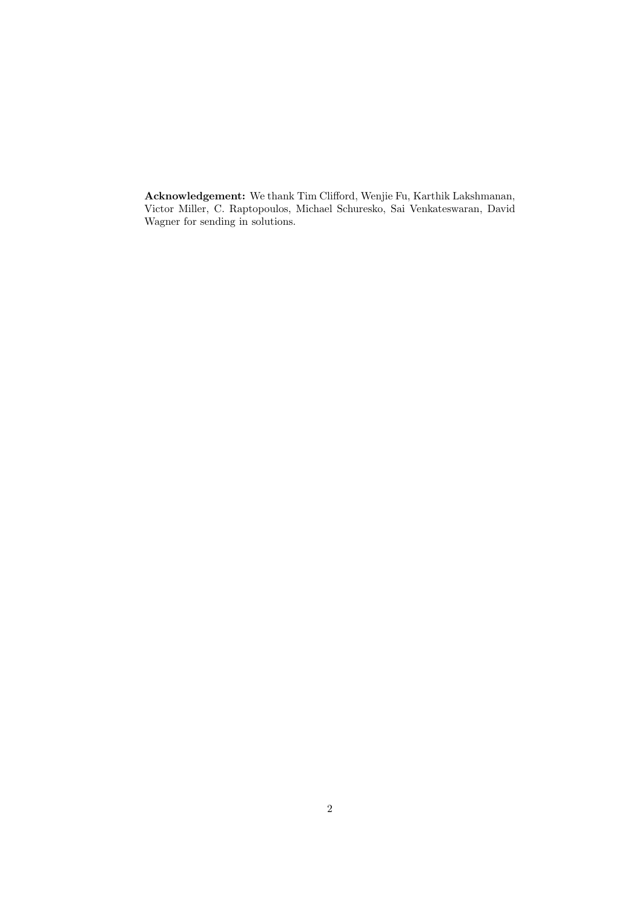**Acknowledgement:** We thank Tim Clifford, Wenjie Fu, Karthik Lakshmanan, Victor Miller, C. Raptopoulos, Michael Schuresko, Sai Venkateswaran, David Wagner for sending in solutions.